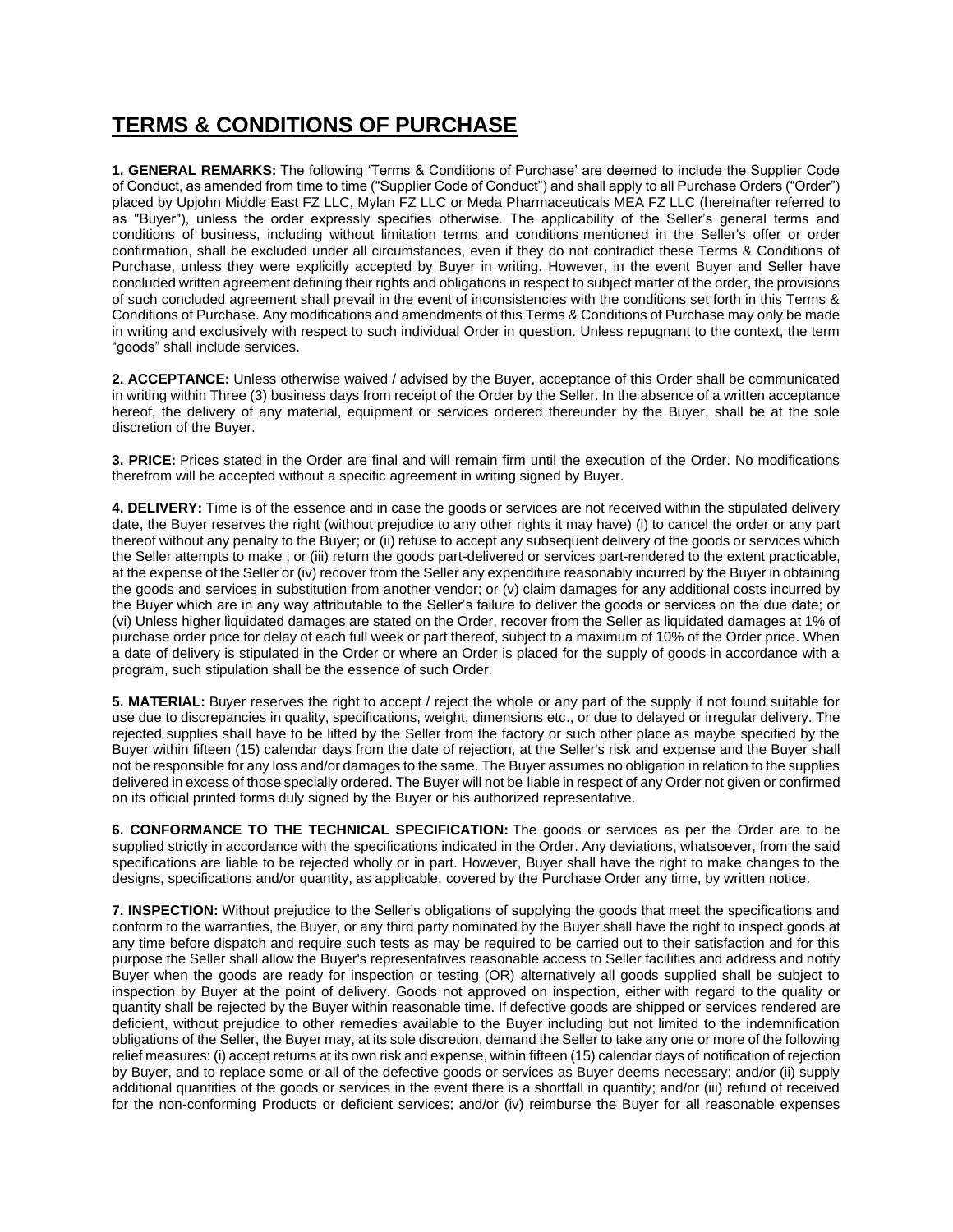# TERMS & CONDITIONS OF PURCHASE

**1. GENERAL REMARKS:** The following 'Terms & Conditions of Purchase' are deemed to include the Supplier Code of Conduct, as amended from time to time ("Supplier Code of Conduct") and shall apply to all Purchase Orders ("Order") placed by Upjohn Middle East FZ LLC, Mylan FZ LLC or Meda Pharmaceuticals MEA FZ LLC (hereinafter referred to as "Buyer"), unless the order expressly specifies otherwise. The applicability of the Seller's general terms and conditions of business, including without limitation terms and conditions mentioned in the Seller's offer or order confirmation, shall be excluded under all circumstances, even if they do not contradict these Terms & Conditions of Purchase, unless they were explicitly accepted by Buyer in writing. However, in the event Buyer and Seller have concluded written agreement defining their rights and obligations in respect to subject matter of the order, the provisions of such concluded agreement shall prevail in the event of inconsistencies with the conditions set forth in this Terms & Conditions of Purchase. Any modifications and amendments of this Terms & Conditions of Purchase may only be made in writing and exclusively with respect to such individual Order in question. Unless repugnant to the context, the term "goods" shall include services.

**2. ACCEPTANCE:** Unless otherwise waived / advised by the Buyer, acceptance of this Order shall be communicated in writing within Three (3) business days from receipt of the Order by the Seller. In the absence of a written acceptance hereof, the delivery of any material, equipment or services ordered thereunder by the Buyer, shall be at the sole discretion of the Buyer.

**3. PRICE:** Prices stated in the Order are final and will remain firm until the execution of the Order. No modifications therefrom will be accepted without a specific agreement in writing signed by Buyer.

**4. DELIVERY:** Time is of the essence and in case the goods or services are not received within the stipulated delivery date, the Buyer reserves the right (without prejudice to any other rights it may have) (i) to cancel the order or any part thereof without any penalty to the Buyer; or (ii) refuse to accept any subsequent delivery of the goods or services which the Seller attempts to make ; or (iii) return the goods part-delivered or services part-rendered to the extent practicable, at the expense of the Seller or (iv) recover from the Seller any expenditure reasonably incurred by the Buyer in obtaining the goods and services in substitution from another vendor; or (v) claim damages for any additional costs incurred by the Buyer which are in any way attributable to the Seller's failure to deliver the goods or services on the due date; or (vi) Unless higher liquidated damages are stated on the Order, recover from the Seller as liquidated damages at 1% of purchase order price for delay of each full week or part thereof, subject to a maximum of 10% of the Order price. When a date of delivery is stipulated in the Order or where an Order is placed for the supply of goods in accordance with a program, such stipulation shall be the essence of such Order.

**5. MATERIAL:** Buyer reserves the right to accept / reject the whole or any part of the supply if not found suitable for use due to discrepancies in quality, specifications, weight, dimensions etc., or due to delayed or irregular delivery. The rejected supplies shall have to be lifted by the Seller from the factory or such other place as maybe specified by the Buyer within fifteen (15) calendar days from the date of rejection, at the Seller's risk and expense and the Buyer shall not be responsible for any loss and/or damages to the same. The Buyer assumes no obligation in relation to the supplies delivered in excess of those specially ordered. The Buyer will not be liable in respect of any Order not given or confirmed on its official printed forms duly signed by the Buyer or his authorized representative.

**6. CONFORMANCE TO THE TECHNICAL SPECIFICATION:** The goods or services as per the Order are to be supplied strictly in accordance with the specifications indicated in the Order. Any deviations, whatsoever, from the said specifications are liable to be rejected wholly or in part. However, Buyer shall have the right to make changes to the designs, specifications and/or quantity, as applicable, covered by the Purchase Order any time, by written notice.

**7. INSPECTION:** Without prejudice to the Seller's obligations of supplying the goods that meet the specifications and conform to the warranties, the Buyer, or any third party nominated by the Buyer shall have the right to inspect goods at any time before dispatch and require such tests as may be required to be carried out to their satisfaction and for this purpose the Seller shall allow the Buyer's representatives reasonable access to Seller facilities and address and notify Buyer when the goods are ready for inspection or testing (OR) alternatively all goods supplied shall be subject to inspection by Buyer at the point of delivery. Goods not approved on inspection, either with regard to the quality or quantity shall be rejected by the Buyer within reasonable time. If defective goods are shipped or services rendered are deficient, without prejudice to other remedies available to the Buyer including but not limited to the indemnification obligations of the Seller, the Buyer may, at its sole discretion, demand the Seller to take any one or more of the following relief measures: (i) accept returns at its own risk and expense, within fifteen (15) calendar days of notification of rejection by Buyer, and to replace some or all of the defective goods or services as Buyer deems necessary; and/or (ii) supply additional quantities of the goods or services in the event there is a shortfall in quantity; and/or (iii) refund of received for the non-conforming Products or deficient services; and/or (iv) reimburse the Buyer for all reasonable expenses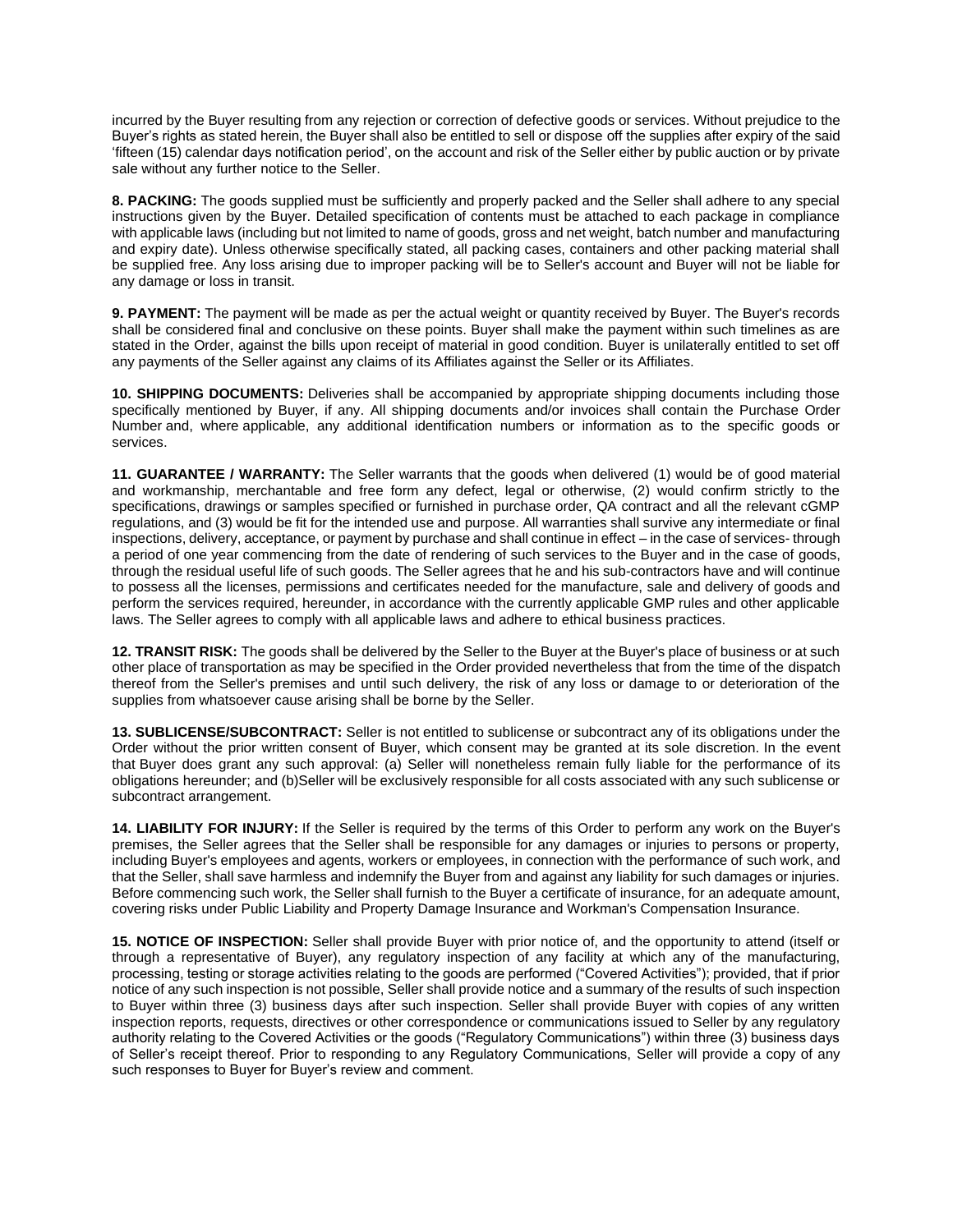incurred by the Buyer resulting from any rejection or correction of defective goods or services. Without prejudice to the Buyer's rights as stated herein, the Buyer shall also be entitled to sell or dispose off the supplies after expiry of the said 'fifteen (15) calendar days notification period', on the account and risk of the Seller either by public auction or by private sale without any further notice to the Seller.

**8. PACKING:** The goods supplied must be sufficiently and properly packed and the Seller shall adhere to any special instructions given by the Buyer. Detailed specification of contents must be attached to each package in compliance with applicable laws (including but not limited to name of goods, gross and net weight, batch number and manufacturing and expiry date). Unless otherwise specifically stated, all packing cases, containers and other packing material shall be supplied free. Any loss arising due to improper packing will be to Seller's account and Buyer will not be liable for any damage or loss in transit.

**9. PAYMENT:** The payment will be made as per the actual weight or quantity received by Buyer. The Buyer's records shall be considered final and conclusive on these points. Buyer shall make the payment within such timelines as are stated in the Order, against the bills upon receipt of material in good condition. Buyer is unilaterally entitled to set off any payments of the Seller against any claims of its Affiliates against the Seller or its Affiliates.

**10. SHIPPING DOCUMENTS:** Deliveries shall be accompanied by appropriate shipping documents including those specifically mentioned by Buyer, if any. All shipping documents and/or invoices shall contain the Purchase Order Number and, where applicable, any additional identification numbers or information as to the specific goods or services.

**11. GUARANTEE / WARRANTY:** The Seller warrants that the goods when delivered (1) would be of good material and workmanship, merchantable and free form any defect, legal or otherwise, (2) would confirm strictly to the specifications, drawings or samples specified or furnished in purchase order, QA contract and all the relevant cGMP regulations, and (3) would be fit for the intended use and purpose. All warranties shall survive any intermediate or final inspections, delivery, acceptance, or payment by purchase and shall continue in effect – in the case of services- through a period of one year commencing from the date of rendering of such services to the Buyer and in the case of goods, through the residual useful life of such goods. The Seller agrees that he and his sub-contractors have and will continue to possess all the licenses, permissions and certificates needed for the manufacture, sale and delivery of goods and perform the services required, hereunder, in accordance with the currently applicable GMP rules and other applicable laws. The Seller agrees to comply with all applicable laws and adhere to ethical business practices.

**12. TRANSIT RISK:** The goods shall be delivered by the Seller to the Buyer at the Buyer's place of business or at such other place of transportation as may be specified in the Order provided nevertheless that from the time of the dispatch thereof from the Seller's premises and until such delivery, the risk of any loss or damage to or deterioration of the supplies from whatsoever cause arising shall be borne by the Seller.

**13. SUBLICENSE/SUBCONTRACT:** Seller is not entitled to sublicense or subcontract any of its obligations under the Order without the prior written consent of Buyer, which consent may be granted at its sole discretion. In the event that Buyer does grant any such approval: (a) Seller will nonetheless remain fully liable for the performance of its obligations hereunder; and (b)Seller will be exclusively responsible for all costs associated with any such sublicense or subcontract arrangement.

**14. LIABILITY FOR INJURY:** If the Seller is required by the terms of this Order to perform any work on the Buyer's premises, the Seller agrees that the Seller shall be responsible for any damages or injuries to persons or property, including Buyer's employees and agents, workers or employees, in connection with the performance of such work, and that the Seller, shall save harmless and indemnify the Buyer from and against any liability for such damages or injuries. Before commencing such work, the Seller shall furnish to the Buyer a certificate of insurance, for an adequate amount, covering risks under Public Liability and Property Damage Insurance and Workman's Compensation Insurance.

**15. NOTICE OF INSPECTION:** Seller shall provide Buyer with prior notice of, and the opportunity to attend (itself or through a representative of Buyer), any regulatory inspection of any facility at which any of the manufacturing, processing, testing or storage activities relating to the goods are performed ("Covered Activities"); provided, that if prior notice of any such inspection is not possible, Seller shall provide notice and a summary of the results of such inspection to Buyer within three (3) business days after such inspection. Seller shall provide Buyer with copies of any written inspection reports, requests, directives or other correspondence or communications issued to Seller by any regulatory authority relating to the Covered Activities or the goods ("Regulatory Communications") within three (3) business days of Seller's receipt thereof. Prior to responding to any Regulatory Communications, Seller will provide a copy of any such responses to Buyer for Buyer's review and comment.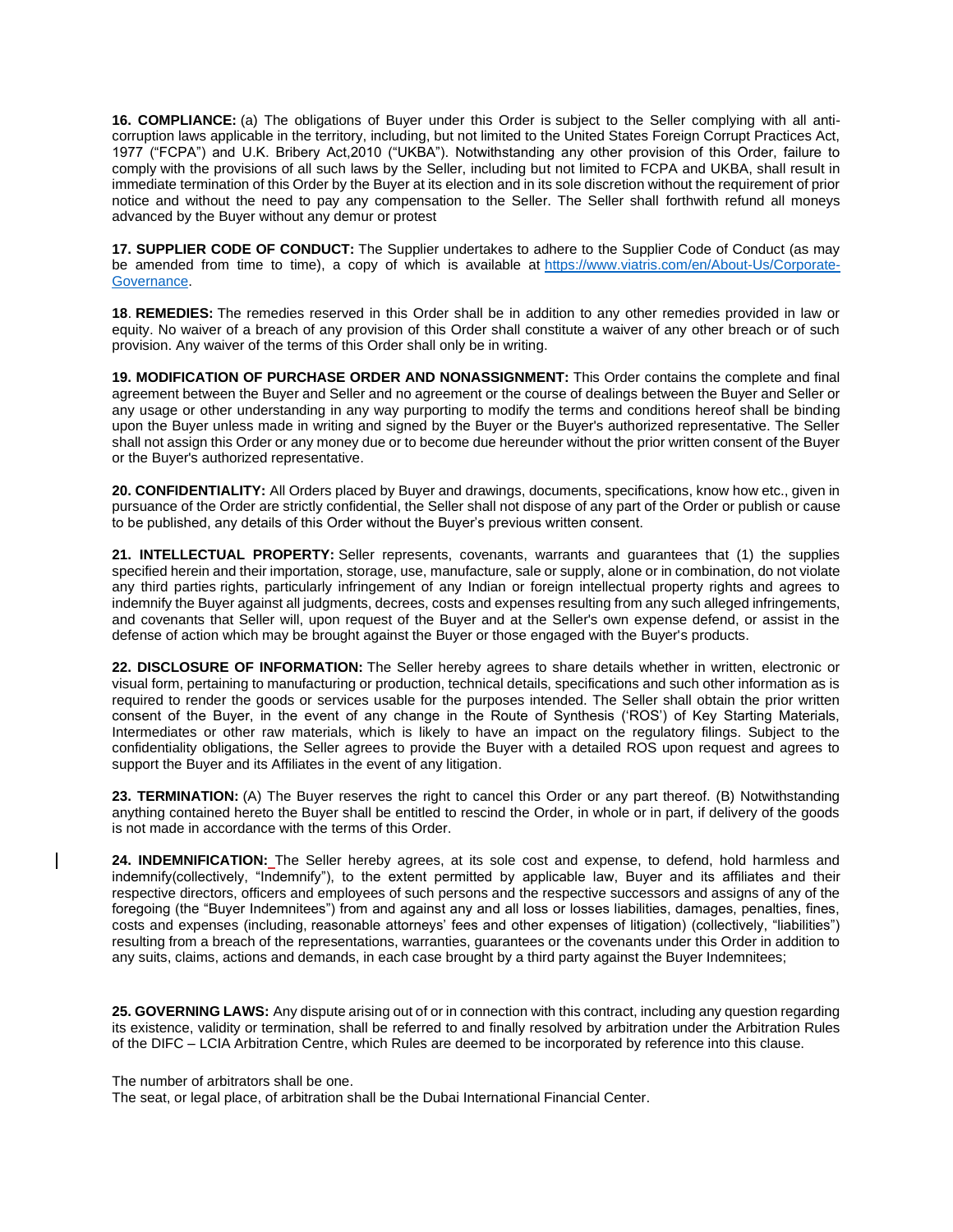**16. COMPLIANCE:** (a) The obligations of Buyer under this Order is subject to the Seller complying with all anti-corruption laws applicable in the territory, including, but not limited to the United States Foreign Corrupt Practices Act, 1977 ("FCPA") and U.K. Bribery Act,2010 ("UKBA"). Notwithstanding any other provision of this Order, failure to comply with the provisions of all such laws by the Seller, including but not limited to FCPA and UKBA, shall result in immediate termination of this Order by the Buyer at its election and in its sole discretion without the requirement of prior notice and without the need to pay any compensation to the Seller. The Seller shall forthwith refund all moneys advanced by the Buyer without any demur or protest

**17. SUPPLIER CODE OF CONDUCT:** The Supplier undertakes to adhere to the Supplier Code of Conduct (as may be amended from time to time), a copy of which is available at [https://www.viatris.com/en/About-Us/Corporate-Governance](https://www.viatris.com/en/About-Us/Corporate-Governance).

**18. REMEDIES:** The remedies reserved in this Order shall be in addition to any other remedies provided in law or equity. No waiver of a breach of any provision of this Order shall constitute a waiver of any other breach or of such provision. Any waiver of the terms of this Order shall only be in writing.

**19. MODIFICATION OF PURCHASE ORDER AND NONASSIGNMENT:** This Order contains the complete and final agreement between the Buyer and Seller and no agreement or the course of dealings between the Buyer and Seller or any usage or other understanding in any way purporting to modify the terms and conditions hereof shall be binding upon the Buyer unless made in writing and signed by the Buyer or the Buyer's authorized representative. The Seller shall not assign this Order or any money due or to become due hereunder without the prior written consent of the Buyer or the Buyer's authorized representative.

**20. CONFIDENTIALITY:** All Orders placed by Buyer and drawings, documents, specifications, know how etc., given in pursuance of the Order are strictly confidential, the Seller shall not dispose of any part of the Order or publish or cause to be published, any details of this Order without the Buyer's previous written consent.

**21. INTELLECTUAL PROPERTY:** Seller represents, covenants, warrants and guarantees that (1) the supplies specified herein and their importation, storage, use, manufacture, sale or supply, alone or in combination, do not violate any third parties rights, particularly infringement of any Indian or foreign intellectual property rights and agrees to indemnify the Buyer against all judgments, decrees, costs and expenses resulting from any such alleged infringements, and covenants that Seller will, upon request of the Buyer and at the Seller's own expense defend, or assist in the defense of action which may be brought against the Buyer or those engaged with the Buyer's products.

**22. DISCLOSURE OF INFORMATION:** The Seller hereby agrees to share details whether in written, electronic or visual form, pertaining to manufacturing or production, technical details, specifications and such other information as is required to render the goods or services usable for the purposes intended. The Seller shall obtain the prior written consent of the Buyer, in the event of any change in the Route of Synthesis ('ROS') of Key Starting Materials, Intermediates or other raw materials, which is likely to have an impact on the regulatory filings. Subject to the confidentiality obligations, the Seller agrees to provide the Buyer with a detailed ROS upon request and agrees to support the Buyer and its Affiliates in the event of any litigation.

**23. TERMINATION:** (A) The Buyer reserves the right to cancel this Order or any part thereof. (B) Notwithstanding anything contained hereto the Buyer shall be entitled to rescind the Order, in whole or in part, if delivery of the goods is not made in accordance with the terms of this Order.

**24. INDEMNIFICATION:** The Seller hereby agrees, at its sole cost and expense, to defend, hold harmless and indemnify(collectively, "Indemnify"), to the extent permitted by applicable law, Buyer and its affiliates and their respective directors, officers and employees of such persons and the respective successors and assigns of any of the foregoing (the "Buyer Indemnitees") from and against any and all loss or losses liabilities, damages, penalties, fines, costs and expenses (including, reasonable attorneys' fees and other expenses of litigation) (collectively, "liabilities") resulting from a breach of the representations, warranties, guarantees or the covenants under this Order in addition to any suits, claims, actions and demands, in each case brought by a third party against the Buyer Indemnitees;

**25. GOVERNING LAWS:** Any dispute arising out of or in connection with this contract, including any question regarding its existence, validity or termination, shall be referred to and finally resolved by arbitration under the Arbitration Rules of the DIFC – LCIA Arbitration Centre, which Rules are deemed to be incorporated by reference into this clause.

The number of arbitrators shall be one.
The seat, or legal place, of arbitration shall be the Dubai International Financial Center.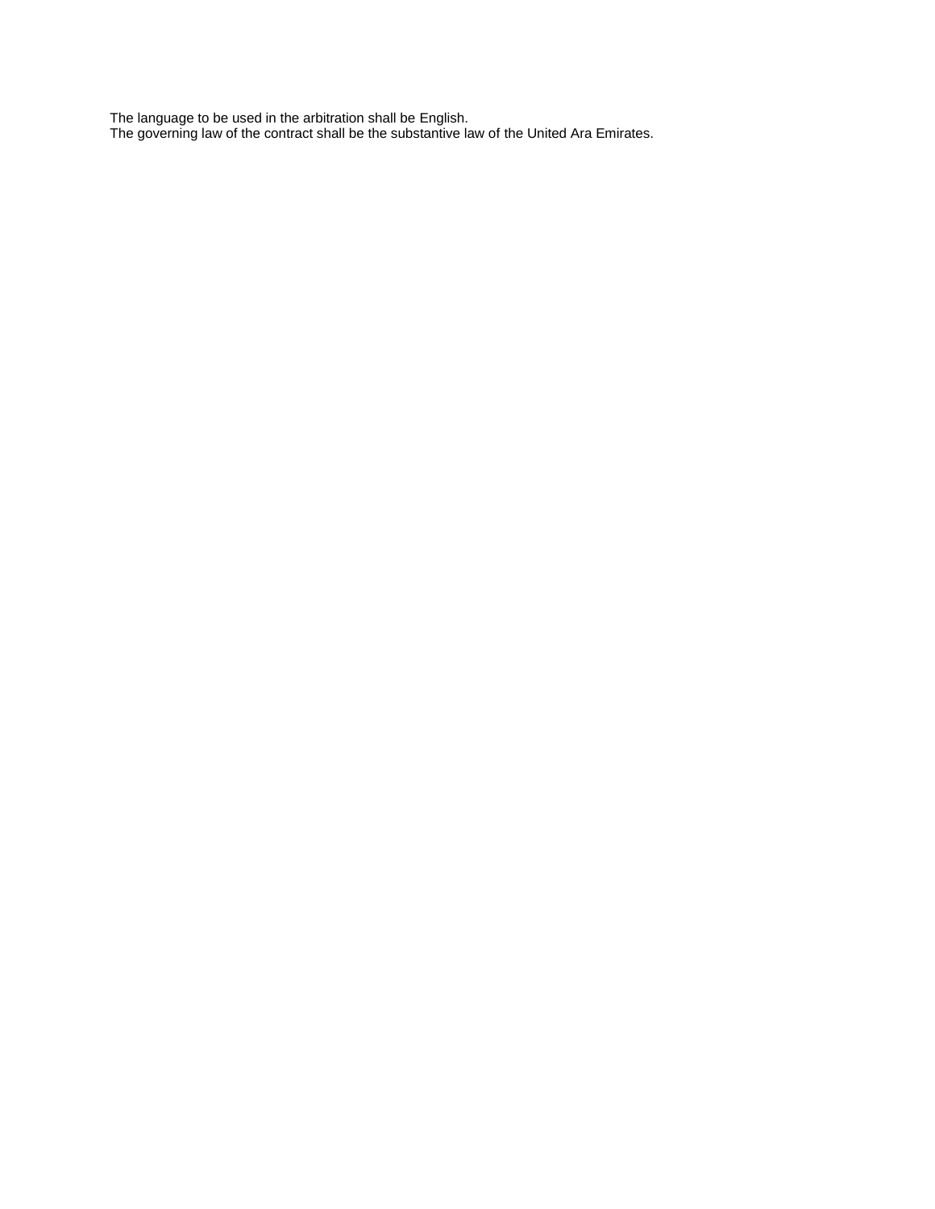The language to be used in the arbitration shall be English.
The governing law of the contract shall be the substantive law of the United Ara Emirates.